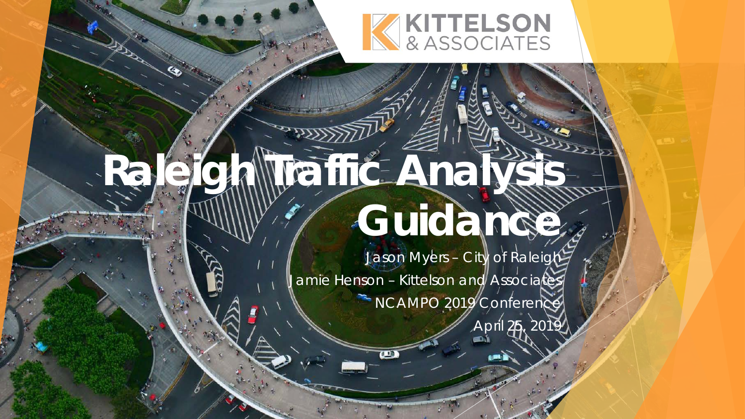KITTELSON & ASSOCIATES

# Raleigh Traffic Analysis Guidance

Jason Myers – City of Raleigh

Jamie Henson – Kittelson and Associates

NCAMPO 2019 Conference

April 25, 2019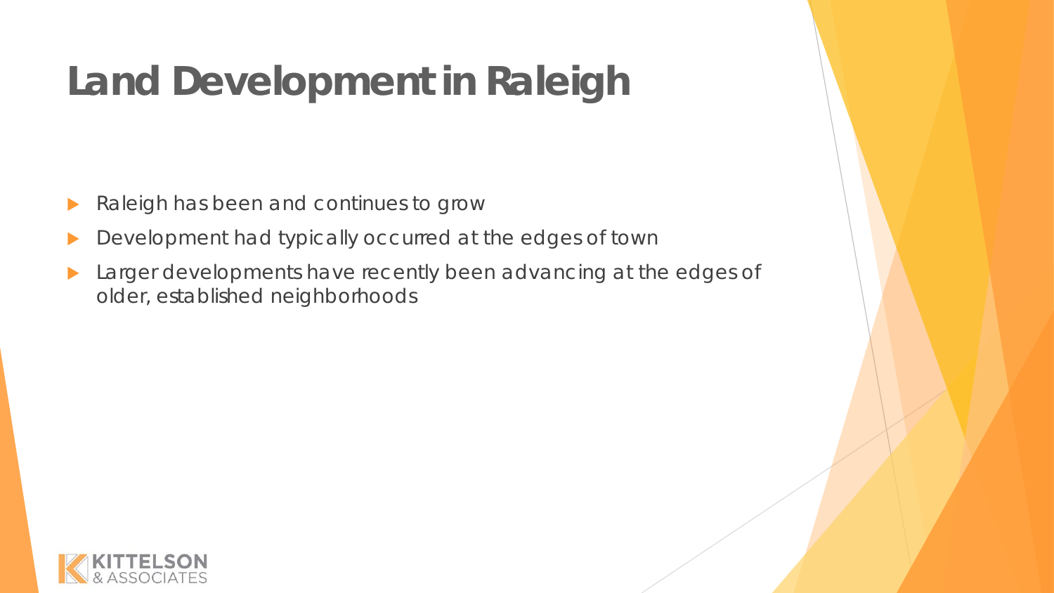# Land Development in Raleigh

- Raleigh has been and continues to grow
- Development had typically occurred at the edges of town
- Larger developments have recently been advancing at the edges of older, established neighborhoods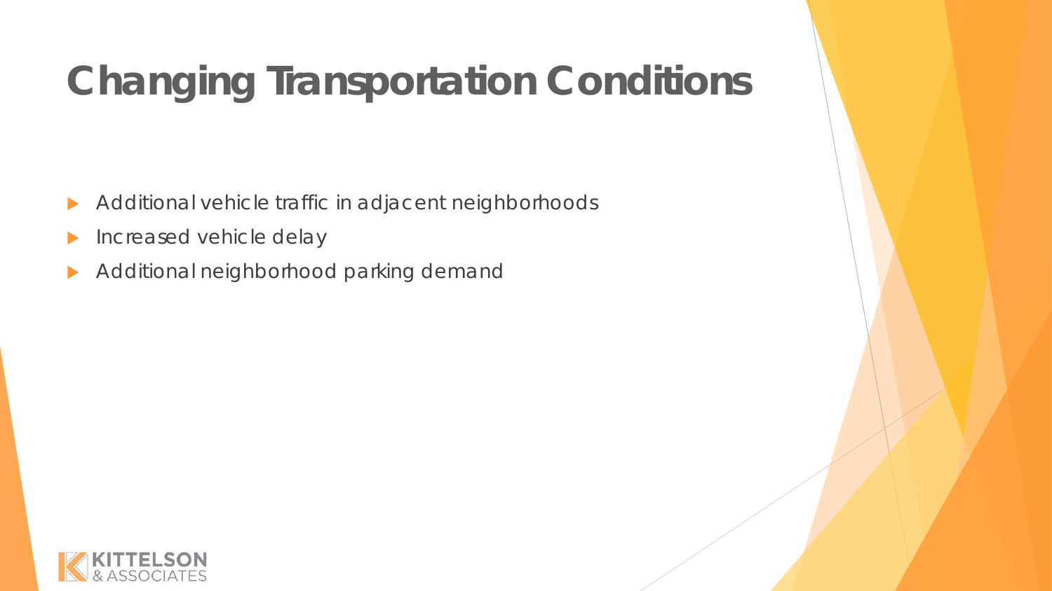# Changing Transportation Conditions

- Additional vehicle traffic in adjacent neighborhoods
- Increased vehicle delay
- Additional neighborhood parking demand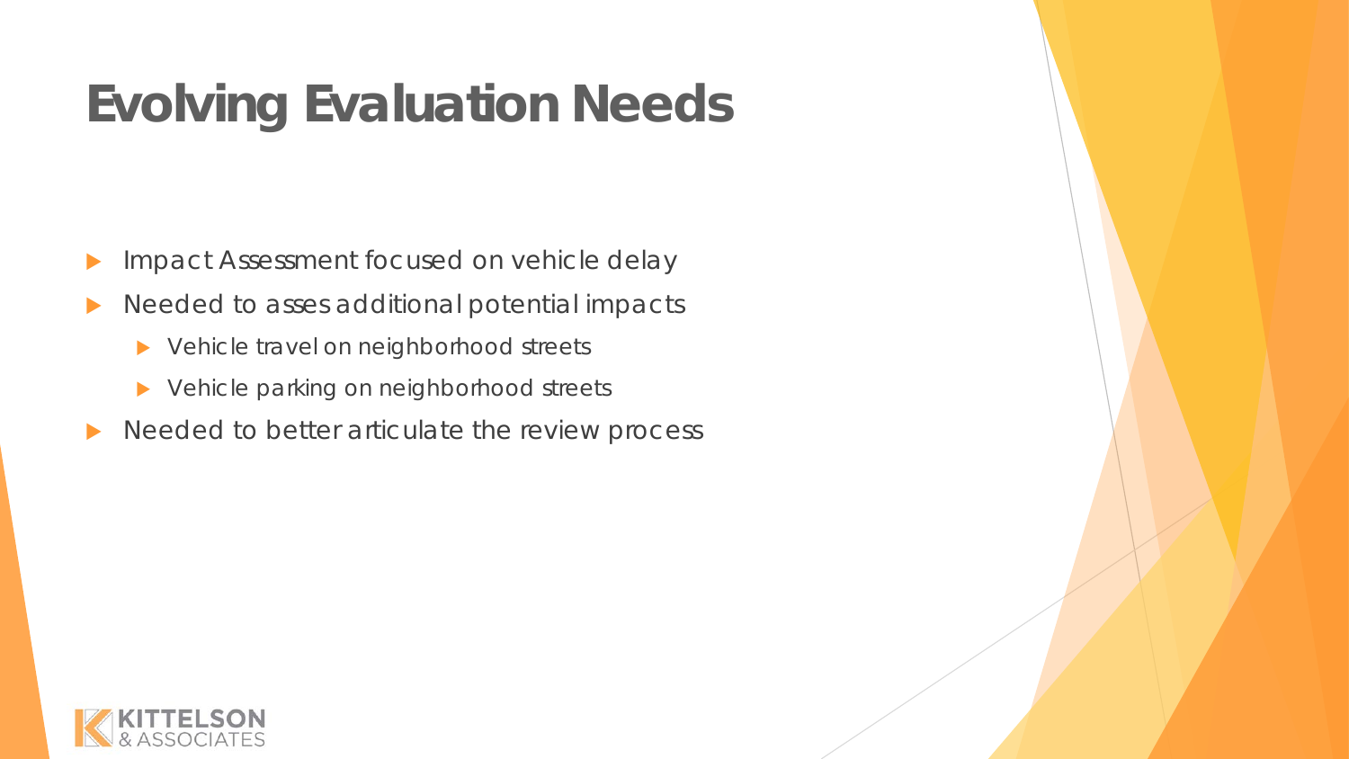# Evolving Evaluation Needs

- Impact Assessment focused on vehicle delay
- Needed to asses additional potential impacts
  - Vehicle travel on neighborhood streets
  - Vehicle parking on neighborhood streets
- Needed to better articulate the review process

KITTELSON & ASSOCIATES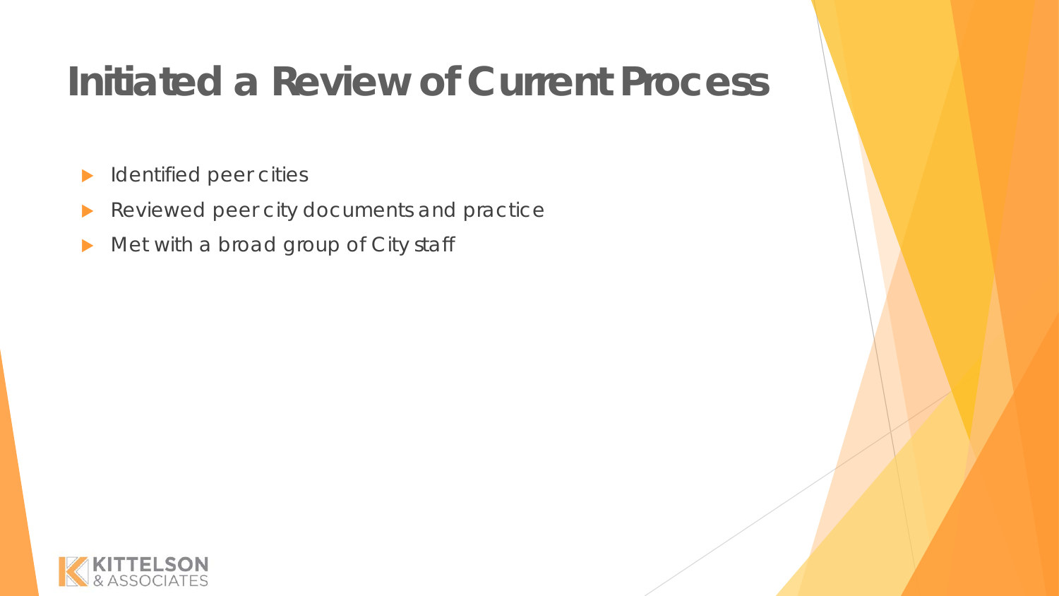# Initiated a Review of Current Process

- Identified peer cities
- Reviewed peer city documents and practice
- Met with a broad group of City staff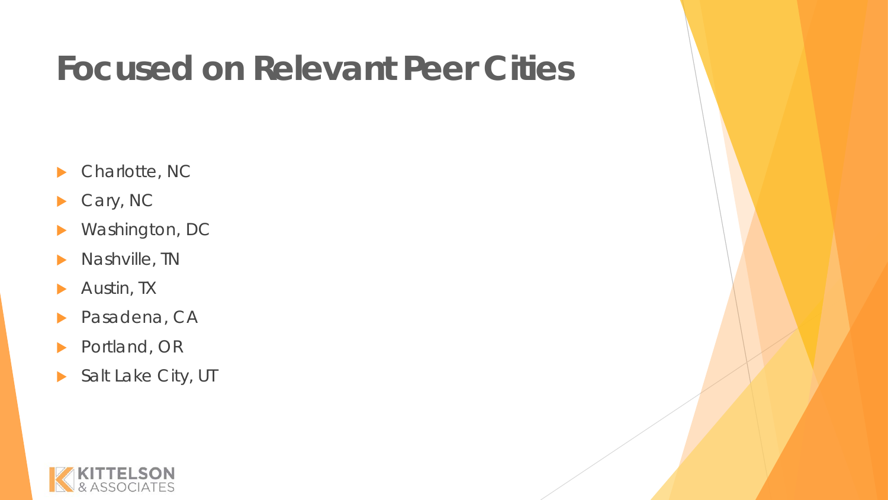# Focused on Relevant Peer Cities

- Charlotte, NC
- Cary, NC
- Washington, DC
- Nashville, TN
- Austin, TX
- Pasadena, CA
- Portland, OR
- Salt Lake City, UT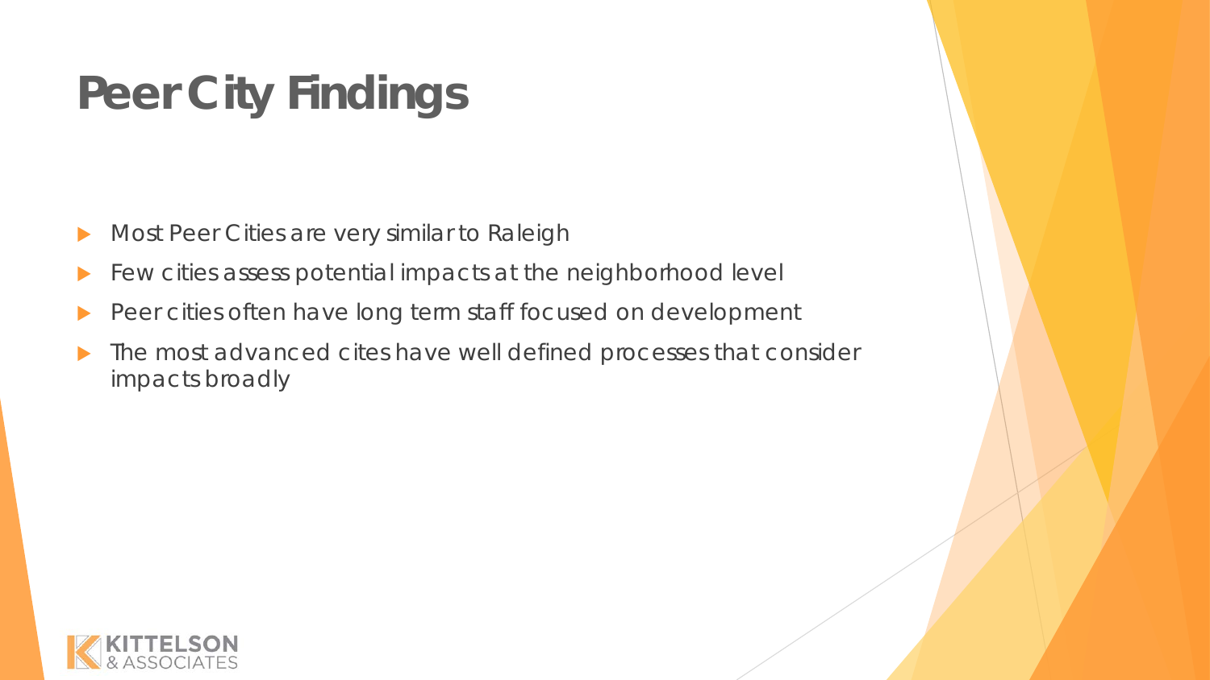# Peer City Findings

- Most Peer Cities are very similar to Raleigh
- Few cities assess potential impacts at the neighborhood level
- Peer cities often have long term staff focused on development
- The most advanced cites have well defined processes that consider impacts broadly

KITTELSON & ASSOCIATES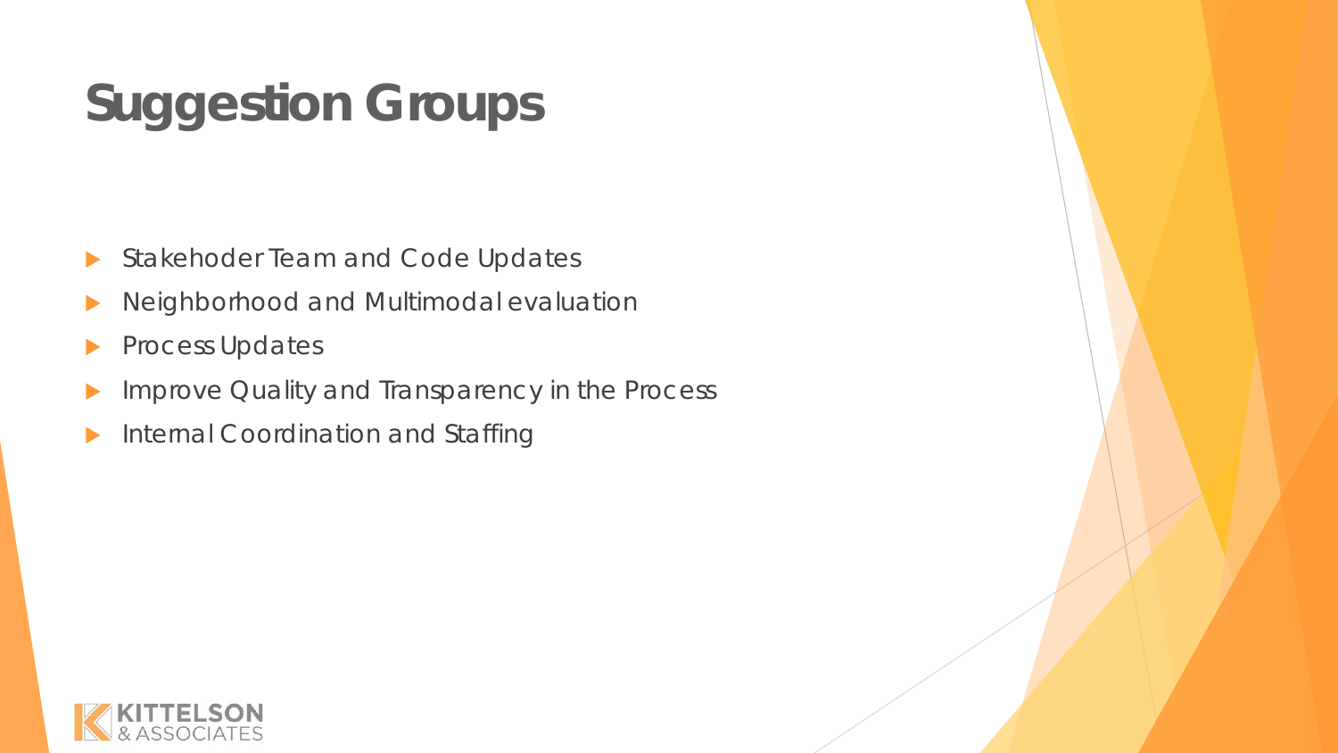# Suggestion Groups

- Stakehoder Team and Code Updates
- Neighborhood and Multimodal evaluation
- Process Updates
- Improve Quality and Transparency in the Process
- Internal Coordination and Staffing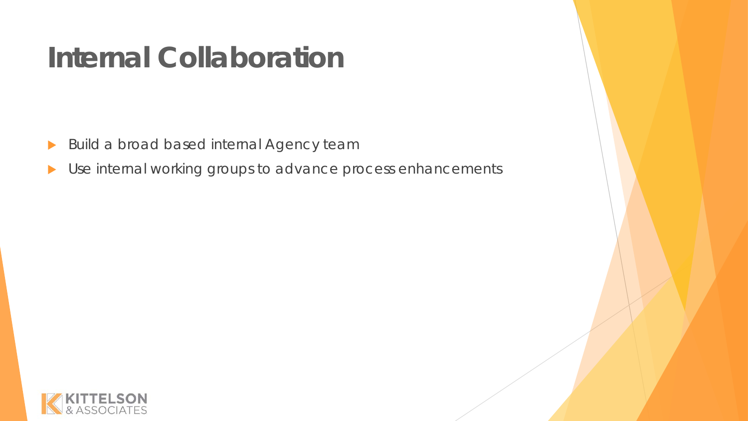# Internal Collaboration

- Build a broad based internal Agency team
- Use internal working groups to advance process enhancements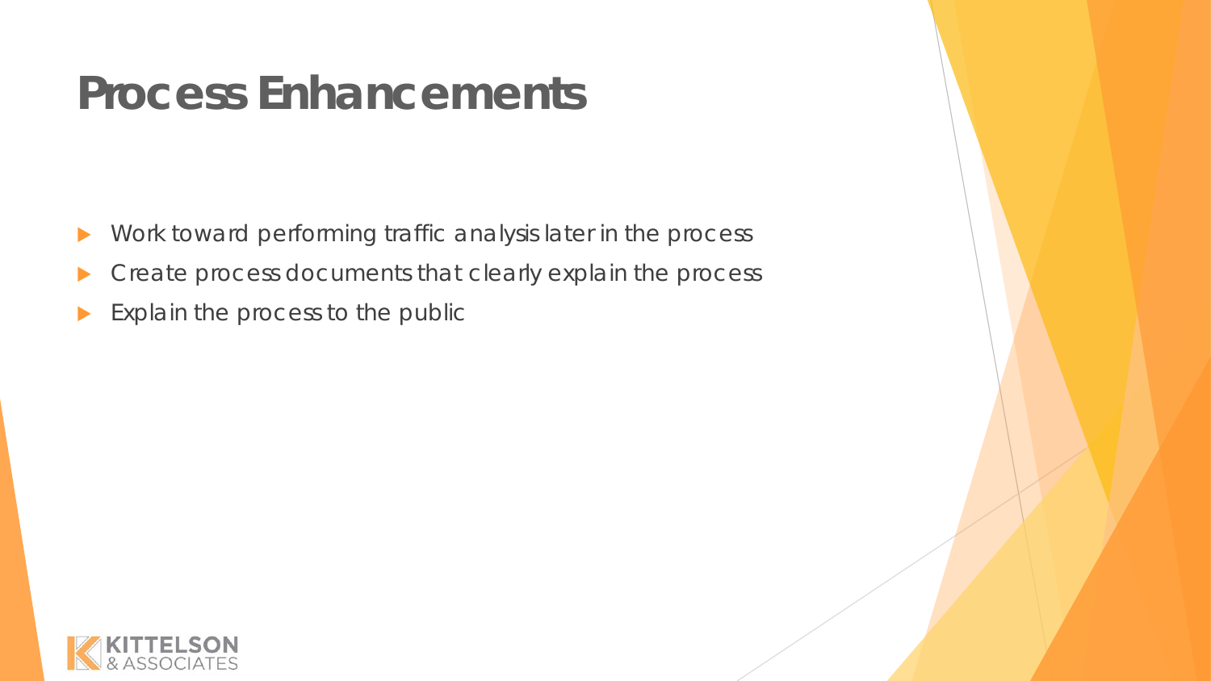# Process Enhancements

- Work toward performing traffic analysis later in the process
- Create process documents that clearly explain the process
- Explain the process to the public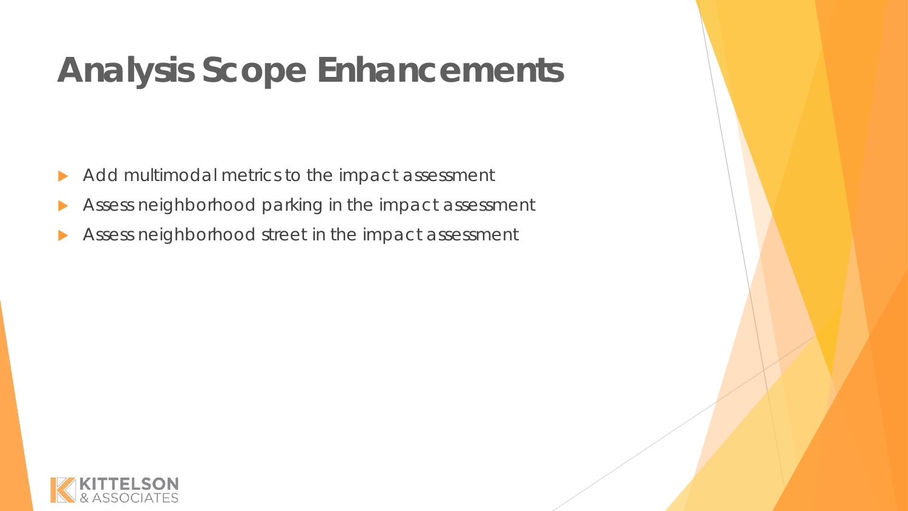# Analysis Scope Enhancements

- Add multimodal metrics to the impact assessment
- Assess neighborhood parking in the impact assessment
- Assess neighborhood street in the impact assessment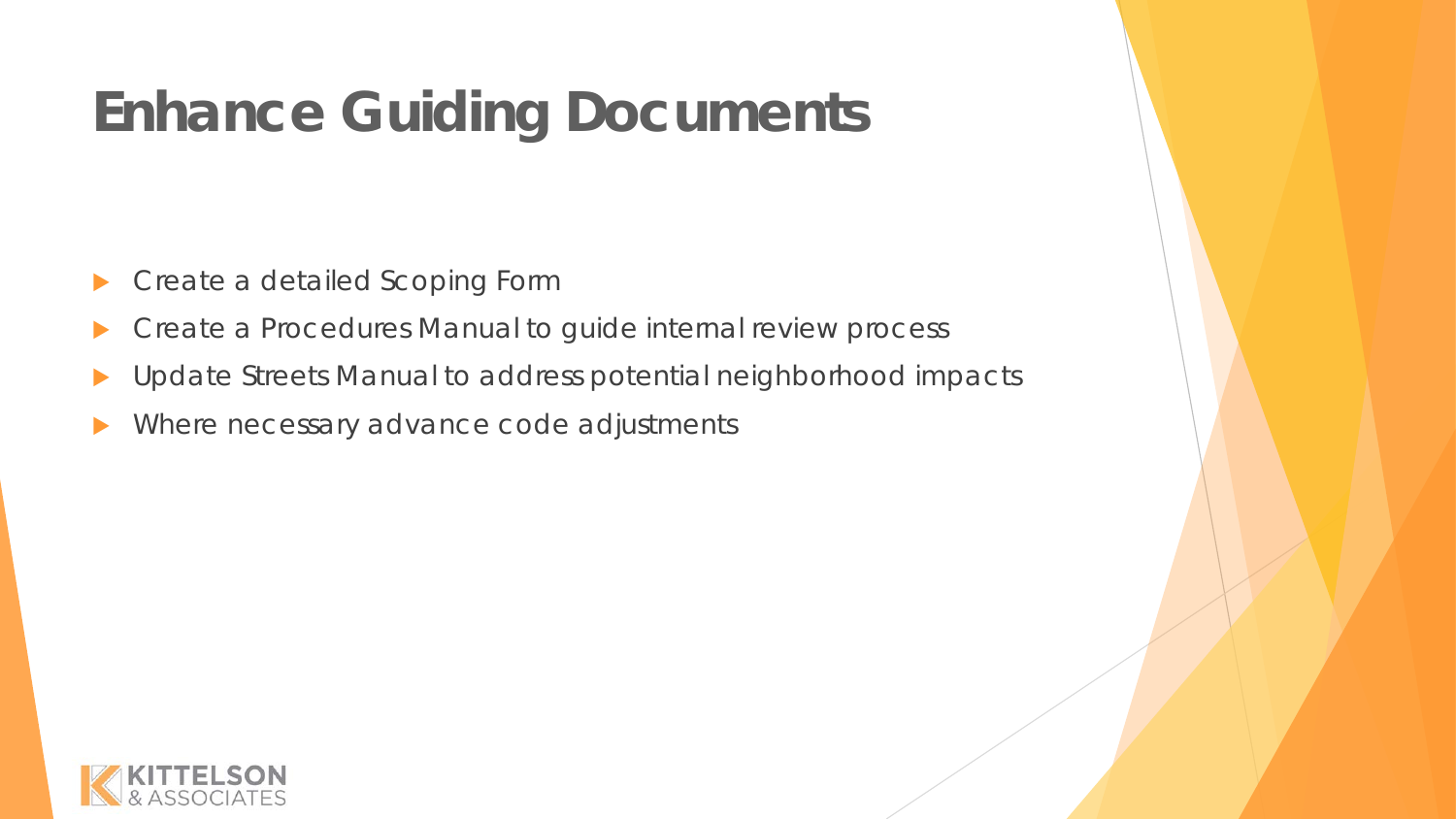# Enhance Guiding Documents

- Create a detailed Scoping Form
- Create a Procedures Manual to guide internal review process
- Update Streets Manual to address potential neighborhood impacts
- Where necessary advance code adjustments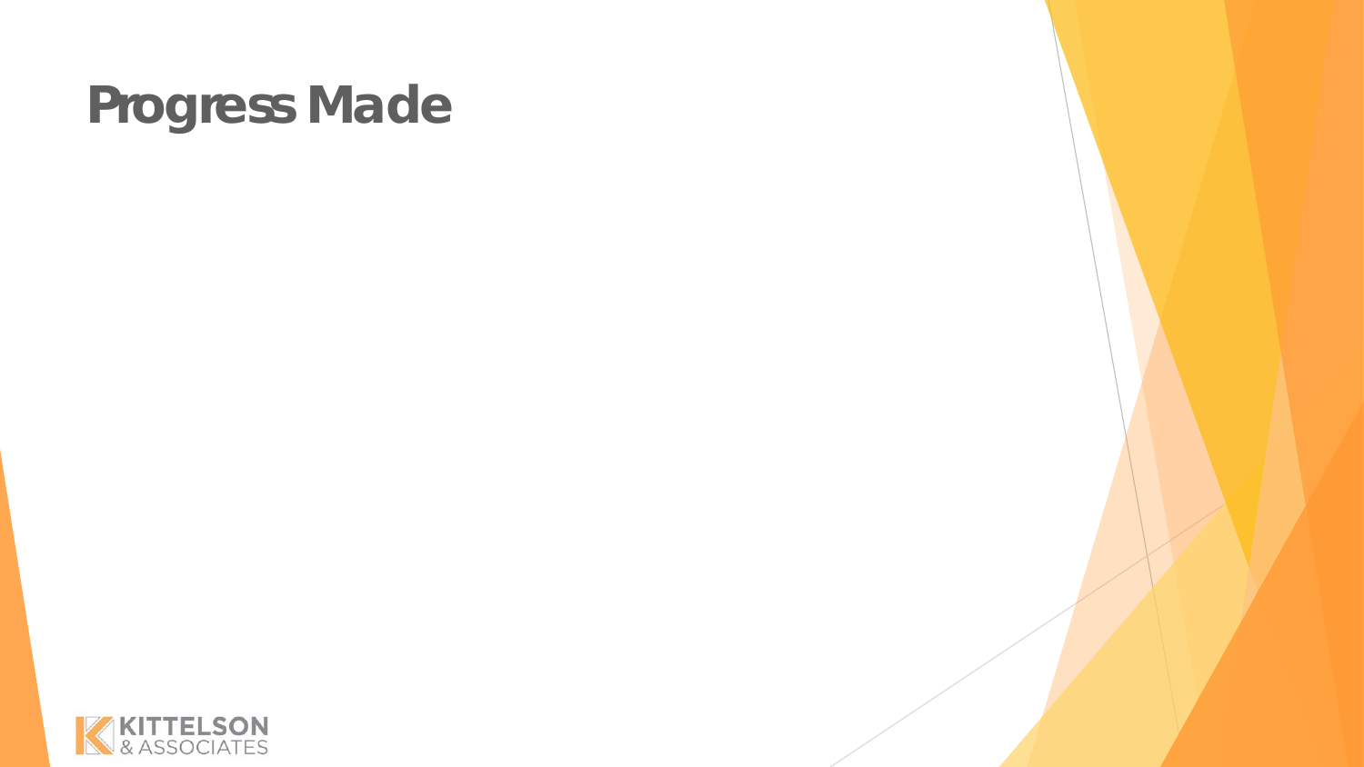# Progress Made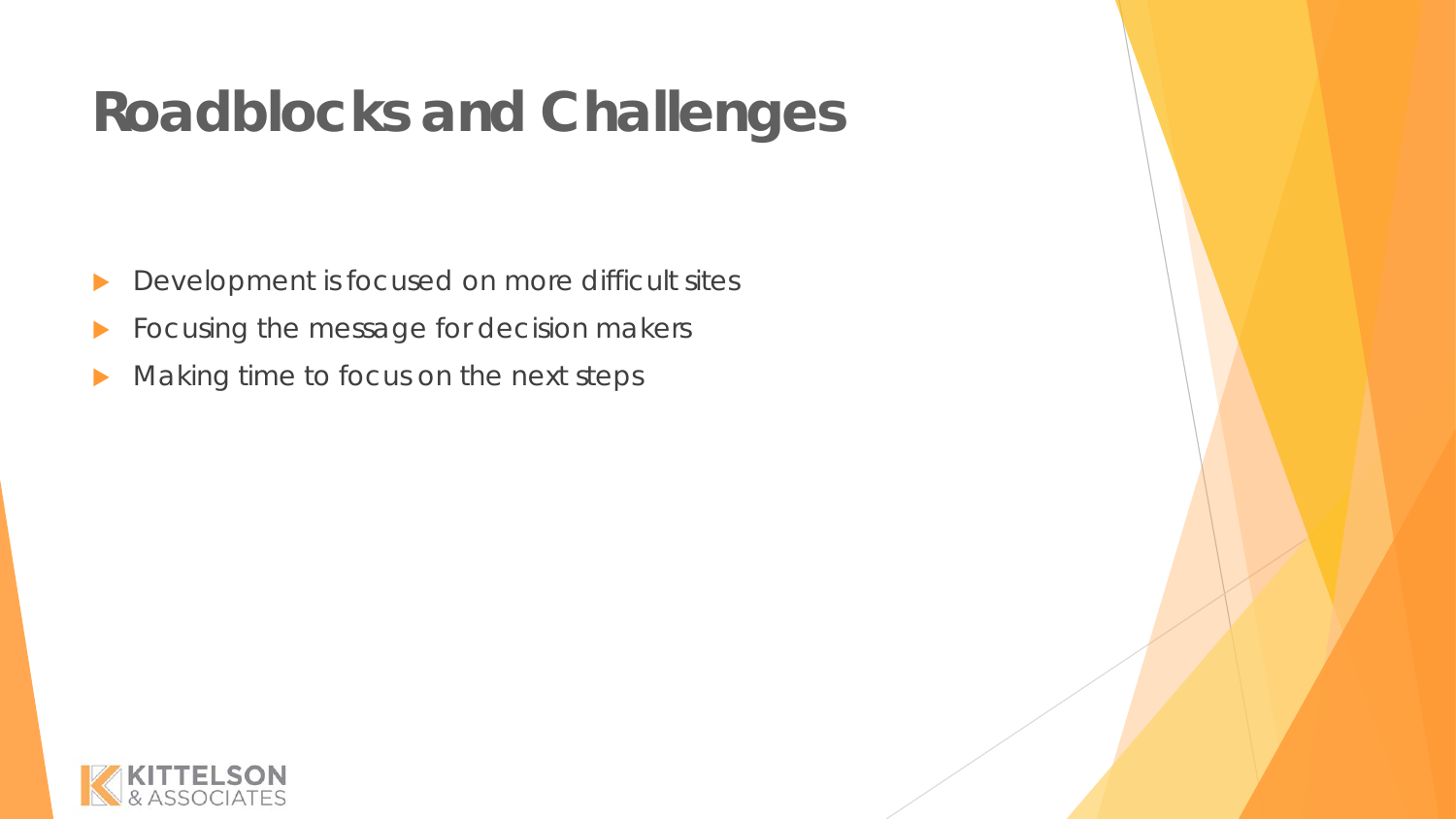# Roadblocks and Challenges

- Development is focused on more difficult sites
- Focusing the message for decision makers
- Making time to focus on the next steps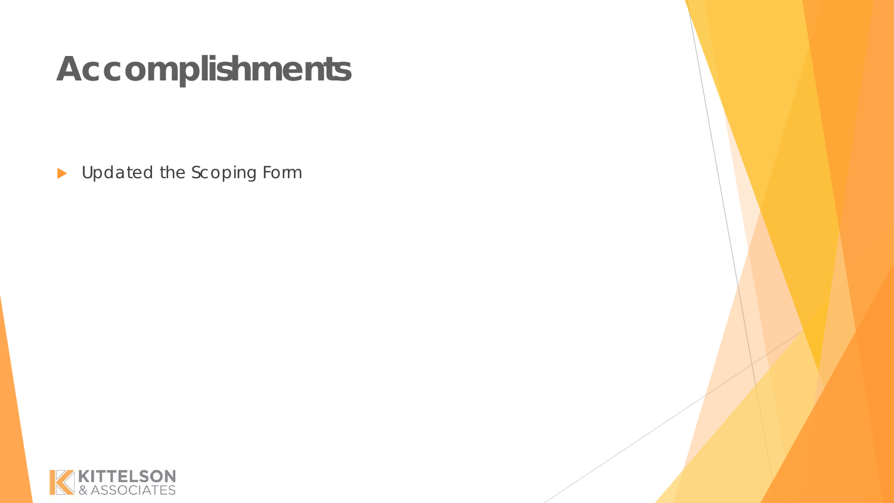# Accomplishments

- Updated the Scoping Form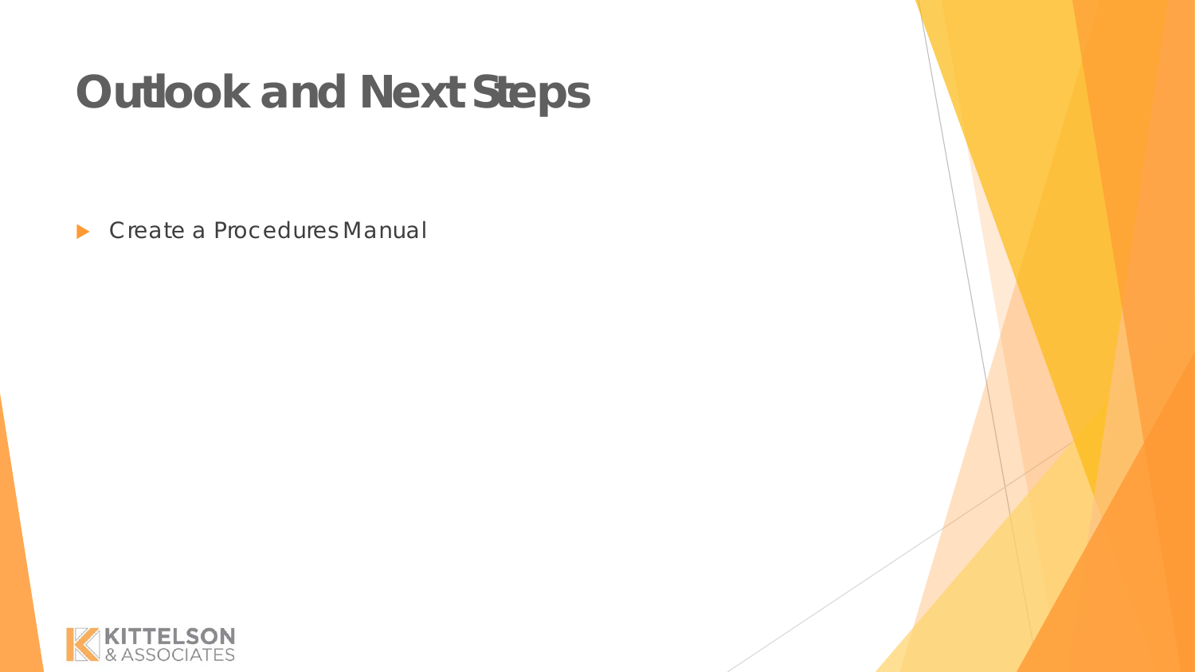# Outlook and Next Steps

- Create a Procedures Manual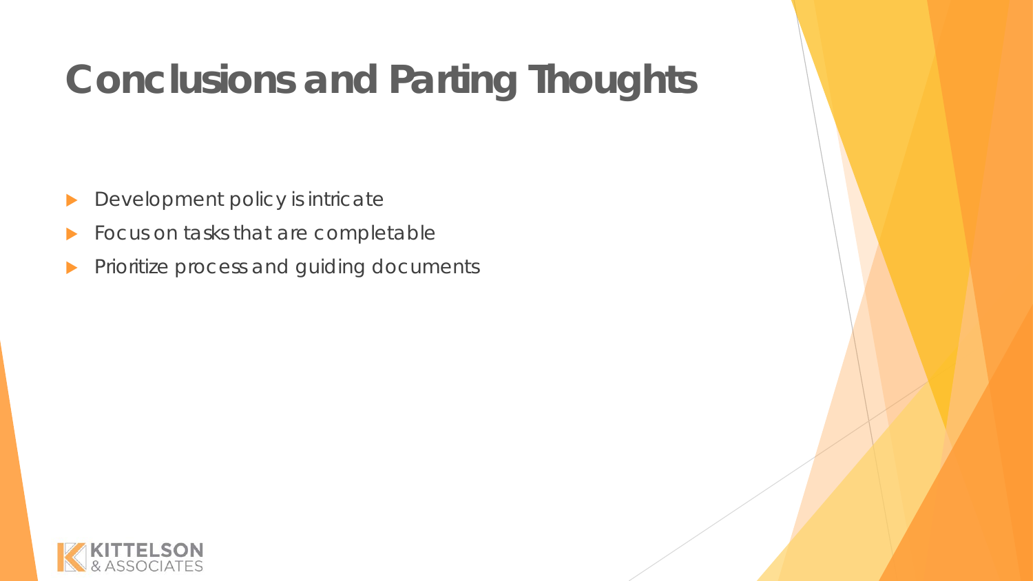# Conclusions and Parting Thoughts

- Development policy is intricate
- Focus on tasks that are completable
- Prioritize process and guiding documents

KITTELSON & ASSOCIATES